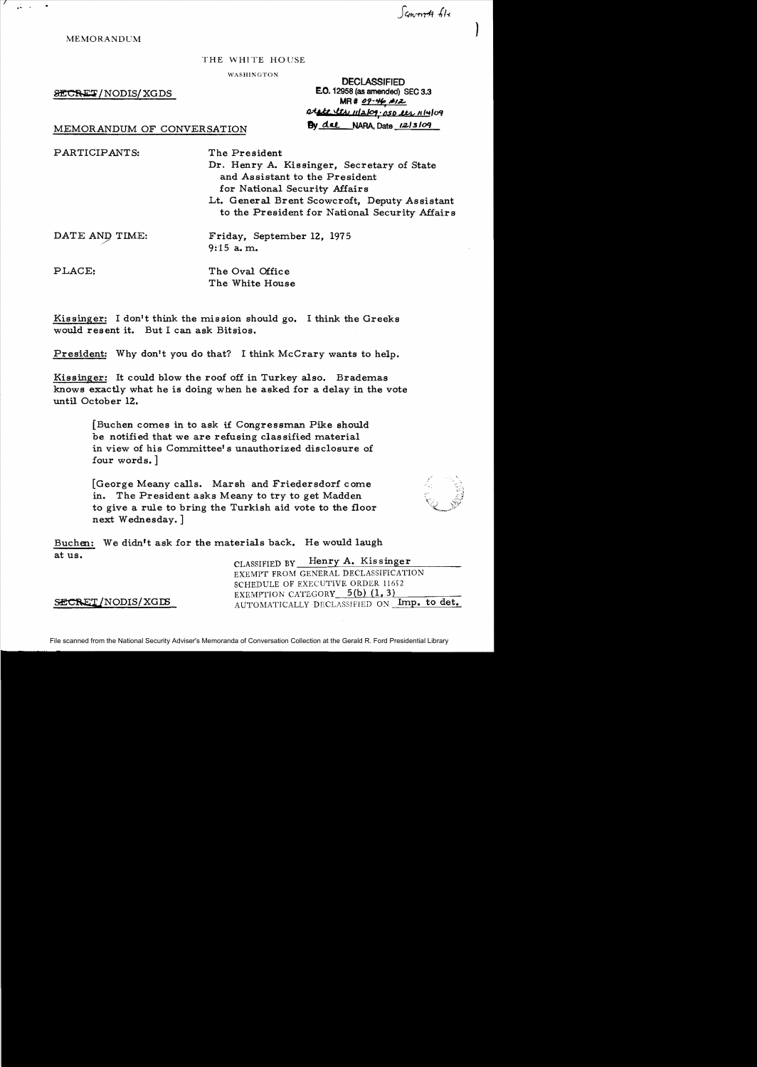Scowcroft file

MEMORANDUM

THE WHITE HOUSE

WASHINGTON

SECRET/NODIS/XGDS

DECLASSIFIED
E.O. 12958 (as amended) SEC 3.3
MR # 09-46, #12
state ltr 11/2/09; OSD ltr 11/4/09
By dal NARA, Date 12/3/09

MEMORANDUM OF CONVERSATION

PARTICIPANTS: The President
Dr. Henry A. Kissinger, Secretary of State and Assistant to the President for National Security Affairs
Lt. General Brent Scowcroft, Deputy Assistant to the President for National Security Affairs

DATE AND TIME: Friday, September 12, 1975
9:15 a.m.

PLACE: The Oval Office
The White House

Kissinger: I don't think the mission should go. I think the Greeks would resent it. But I can ask Bitsios.

President: Why don't you do that? I think McCrary wants to help.

Kissinger: It could blow the roof off in Turkey also. Brademas knows exactly what he is doing when he asked for a delay in the vote until October 12.

[Buchen comes in to ask if Congressman Pike should be notified that we are refusing classified material in view of his Committee's unauthorized disclosure of four words.]

[George Meany calls. Marsh and Friedersdorf come in. The President asks Meany to try to get Madden to give a rule to bring the Turkish aid vote to the floor next Wednesday.]

Buchen: We didn't ask for the materials back. He would laugh at us.

CLASSIFIED BY Henry A. Kissinger
EXEMPT FROM GENERAL DECLASSIFICATION
SCHEDULE OF EXECUTIVE ORDER 11652
EXEMPTION CATEGORY 5(b) (1, 3)
AUTOMATICALLY DECLASSIFIED ON Imp. to det.

SECRET/NODIS/XGDS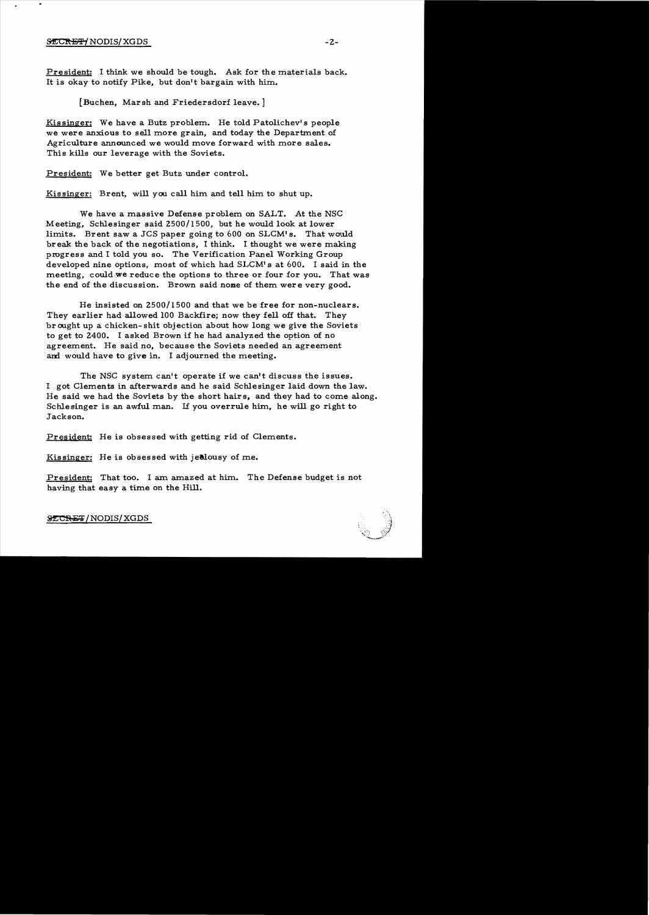**President:** I think we should be tough. Ask for the materials back. It is okay to notify Pike, but don't bargain with him.

[Buchen, Marsh and Friedersdorf leave.]

**Kissinger:** We have a Butz problem. He told Patolichev's people we were anxious to sell more grain, and today the Department of Agriculture announced we would move forward with more sales. This kills our leverage with the Soviets.

**President:** We better get Butz under control.

**Kissinger:** Brent, will you call him and tell him to shut up.

We have a massive Defense problem on SALT. At the NSC Meeting, Schlesinger said 2500/1500, but he would look at lower limits. Brent saw a JCS paper going to 600 on SLCM's. That would break the back of the negotiations, I think. I thought we were making progress and I told you so. The Verification Panel Working Group developed nine options, most of which had SLCM's at 600. I said in the meeting, could we reduce the options to three or four for you. That was the end of the discussion. Brown said none of them were very good.

He insisted on 2500/1500 and that we be free for non-nuclears. They earlier had allowed 100 Backfire; now they fell off that. They brought up a chicken-shit objection about how long we give the Soviets to get to 2400. I asked Brown if he had analyzed the option of no agreement. He said no, because the Soviets needed an agreement and would have to give in. I adjourned the meeting.

The NSC system can't operate if we can't discuss the issues. I got Clements in afterwards and he said Schlesinger laid down the law. He said we had the Soviets by the short hairs, and they had to come along. Schlesinger is an awful man. If you overrule him, he will go right to Jackson.

**President:** He is obsessed with getting rid of Clements.

**Kissinger:** He is obsessed with jealousy of me.

**President:** That too. I am amazed at him. The Defense budget is not having that easy a time on the Hill.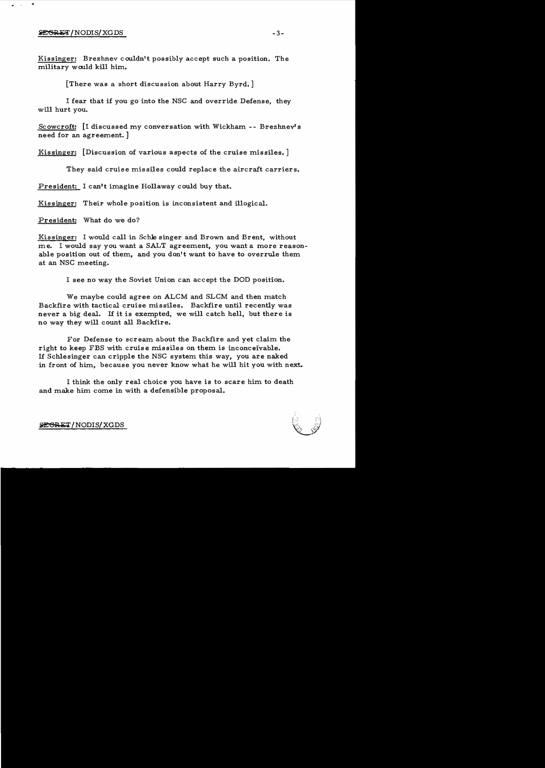Kissinger: Brezhnev couldn't possibly accept such a position. The military would kill him.

[There was a short discussion about Harry Byrd.]

I fear that if you go into the NSC and override Defense, they will hurt you.

Scowcroft: [I discussed my conversation with Wickham -- Brezhnev's need for an agreement.]

Kissinger: [Discussion of various aspects of the cruise missiles.]

They said cruise missiles could replace the aircraft carriers.

President: I can't imagine Hollaway could buy that.

Kissinger: Their whole position is inconsistent and illogical.

President: What do we do?

Kissinger: I would call in Schlesinger and Brown and Brent, without me. I would say you want a SALT agreement, you want a more reasonable position out of them, and you don't want to have to overrule them at an NSC meeting.

I see no way the Soviet Union can accept the DOD position.

We maybe could agree on ALCM and SLCM and then match Backfire with tactical cruise missiles. Backfire until recently was never a big deal. If it is exempted, we will catch hell, but there is no way they will count all Backfire.

For Defense to scream about the Backfire and yet claim the right to keep FBS with cruise missiles on them is inconceivable. If Schlesinger can cripple the NSC system this way, you are naked in front of him, because you never know what he will hit you with next.

I think the only real choice you have is to scare him to death and make him come in with a defensible proposal.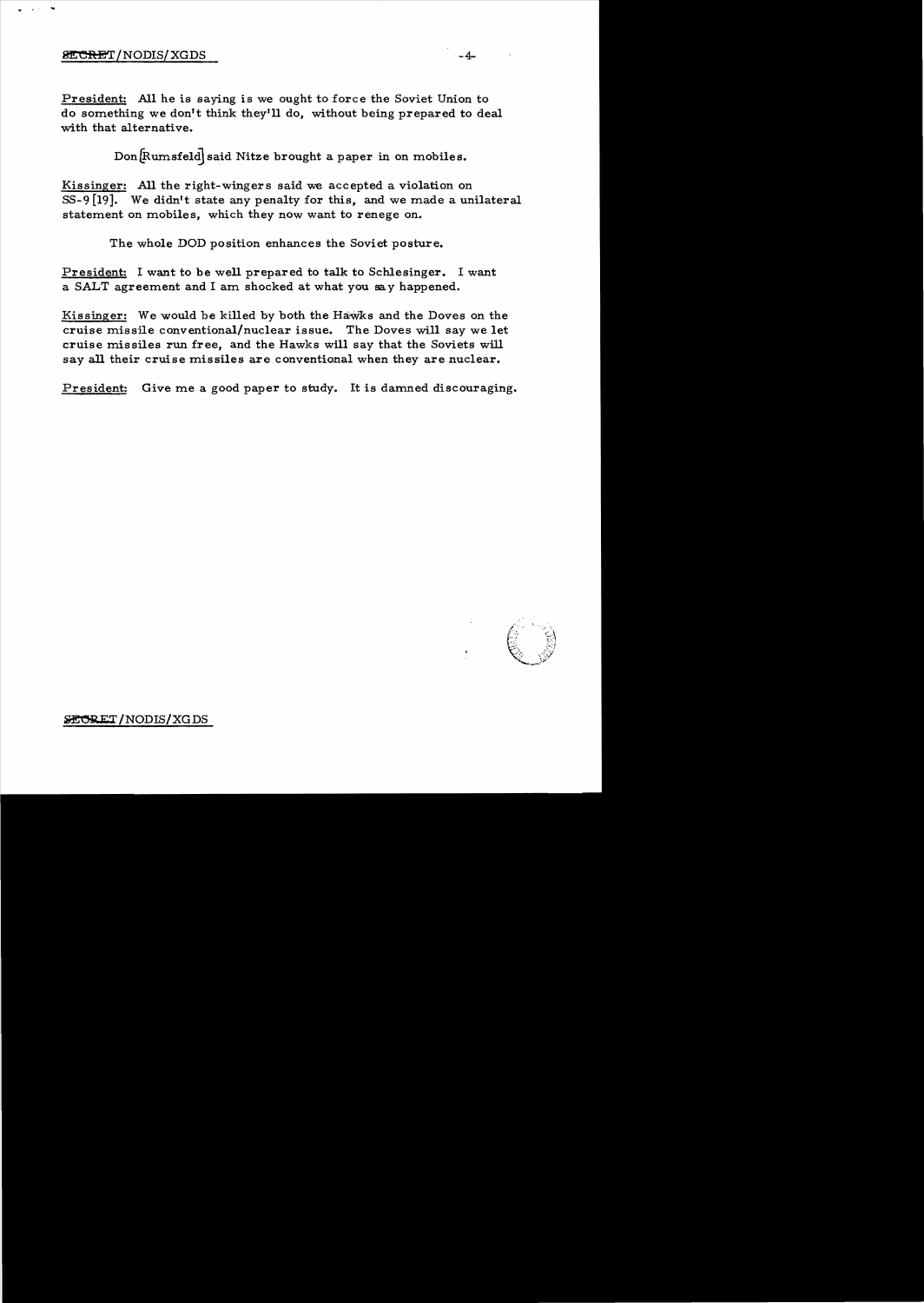President: All he is saying is we ought to force the Soviet Union to do something we don't think they'll do, without being prepared to deal with that alternative.

Don [Rumsfeld] said Nitze brought a paper in on mobiles.

Kissinger: All the right-wingers said we accepted a violation on SS-9 [19]. We didn't state any penalty for this, and we made a unilateral statement on mobiles, which they now want to renege on.

The whole DOD position enhances the Soviet posture.

President: I want to be well prepared to talk to Schlesinger. I want a SALT agreement and I am shocked at what you say happened.

Kissinger: We would be killed by both the Hawks and the Doves on the cruise missile conventional/nuclear issue. The Doves will say we let cruise missiles run free, and the Hawks will say that the Soviets will say all their cruise missiles are conventional when they are nuclear.

President: Give me a good paper to study. It is damned discouraging.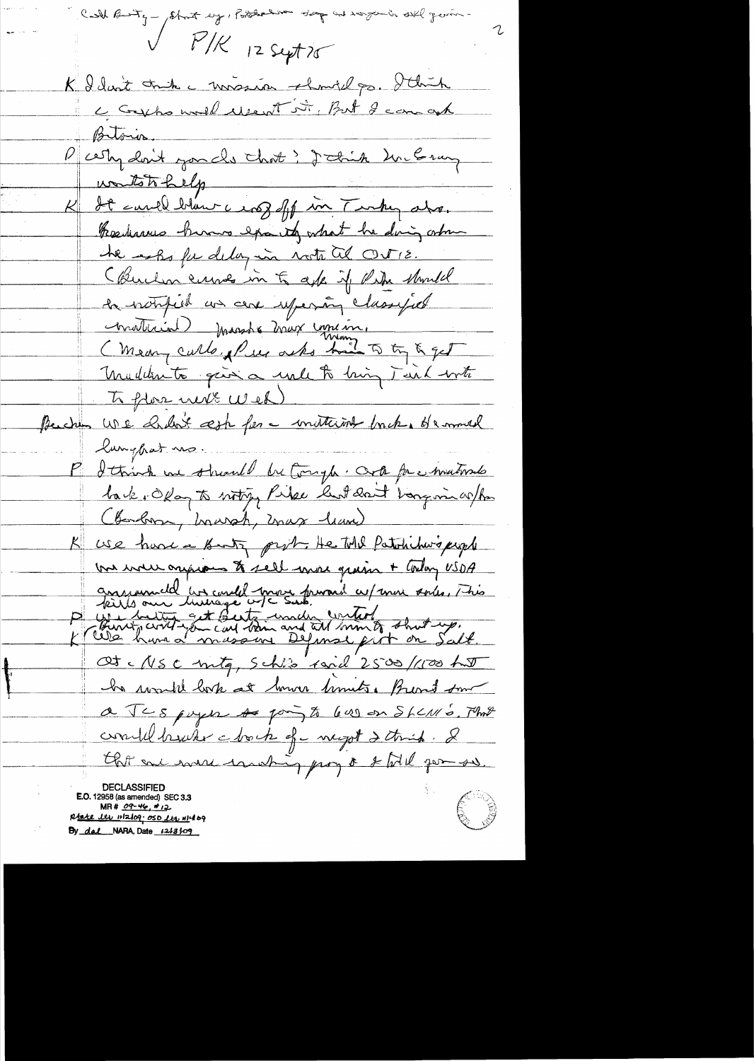Call Bunty – Short eg, Portuguese day and Lonzaga ??? – gone –

√ P/K 12 Sept 75

K I don't think a mission should go. I think a Cyprus would resent it. But I can ask Britain.

P Why don't you do that? I think McGovern wants to help

K It could blow a cork off in Turkey also. Boschwitz knows exactly what he doing when he asks for delay in vote til Oct 12.

(Buchen comes in to ask if Pike should be notified we are refusing classified material) Marsh & Max come in.

(Many calls, Pike asks him to try to get Madden to give a rule to bring Turk vote to floor next week)

Buchen We didn't ask for a material back. He would laugh at us.

P I think we should be tough. Ask for materials back. Okay to notify Pike but don't bargain w/him (Buchen, Marsh, Max leave)

K We have a Bunty prob. He told Patolichev's people we were anxious to sell more grain & today USDA announced we could move forward w/more sales. This kills our leverage w/c Sov.

P We better get Butz under control

K (Bunty can't—you can bring and tell him to shut up.) We have a massive Defense prob on Salt. At a NSC mtg, Schlesinger said 2500/1500 but he would look at lower limits. Brent [?] said a JCS paper ??? going to 600 on SLCMs. That would break a back of a negot I think. I that we were making prog & I told you so.

**DECLASSIFIED**
E.O. 12958 (as amended) SEC 3.3
MR # 09-46, #12
State ltr 11/12/09; OSD ltr 11/4/09
By dal NARA, Date 12/8/09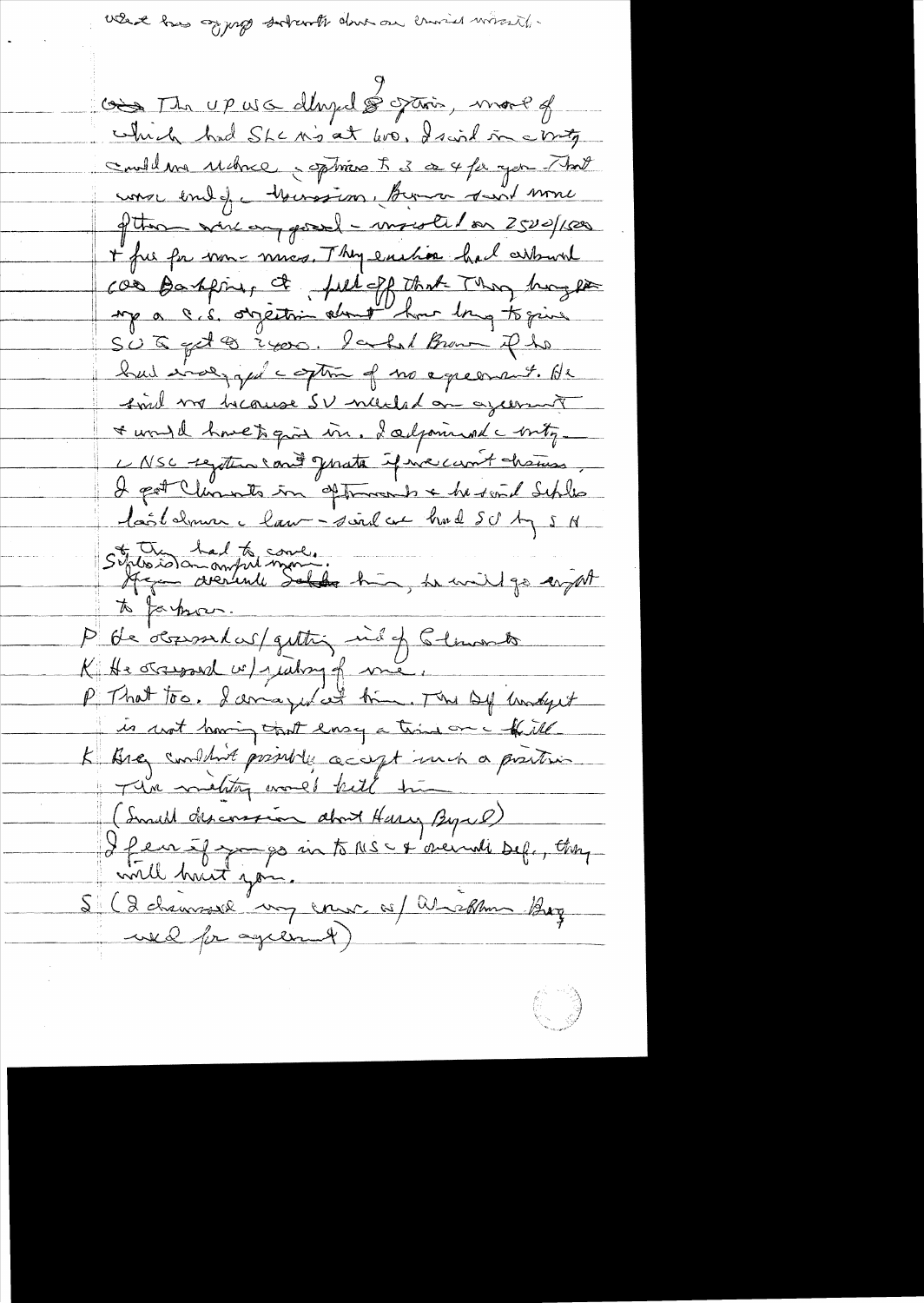What has struck [?] Soviets & [?] [illegible]

[?] The VPWG [?] developed 9 options, most of which had SLCMs at 600. I said in a meeting could we reduce options to 3 or 4 for you. That was end of discussion. Brown said none of them were any good – insisted on 2500/1800 & free for non-mices. They earlier had cabinet [?] backfire, & felt off that they hung [?] up on a [?] objection about how long to give SU to get to 2400. I asked Brown if he had analyzed option of no agreement. He said no because SU needed an agreement & would have to give in. I adjourned meeting – NSC rejection can't [?] if we can't change. I got Clements in afterwards & he said Schles laid down the law – said we had SU by SH & they had to come.

Schles is an awful man.

If you overrule Schles him, he will go right to Jackson.

P He objected w/ getting rid of Clements

K He objected w/ ruling of me.

P That too. I disagreed at him. The DOD budget is not having that easy a time on the Hill.

K Brezh couldn't possibly accept such a position. The military would kill him.

(Small discussion about Harry Byrd)

I fear if you go in to NSC & overrule Def., they will hurt you.

S (I discussed my course w/ Weinberg. Brez need for agreement)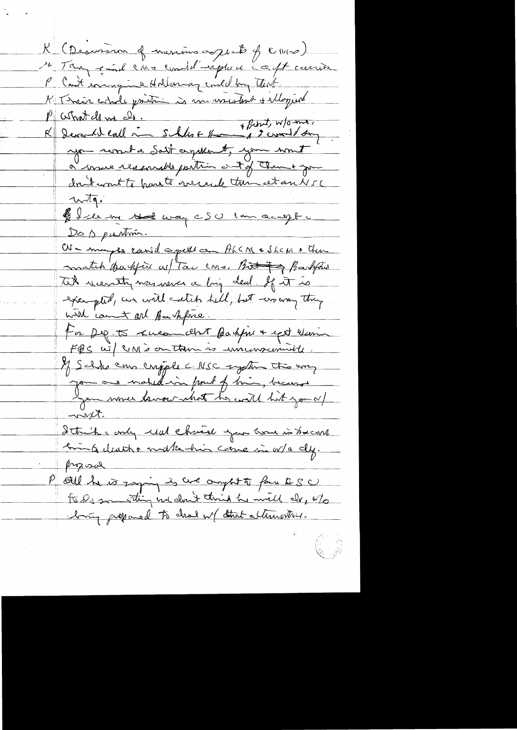K (Discussion of various aspects of cruise)

K Tony said cms could replace a lot carrier.

P Can't imagine Holloway could buy that.

K Their whole position is inconsistent & illogical

P What do we do.

K Several call in Schles & Brown, + Brent, w/o me, I would say you want a Salt agreement, you want a more reasonable position out of them & you don't want to have to override them at an NSC mtg.

I see no way CSC can accept a DOD position.

W - maybe could agree on ALCM & SLCM & then match Backfire w/ Tac CMs. But Backfire Tok security was never a big deal. If it is exempted, we will catch hell, but no way they will count all Backfire.

For Dep. to scream about Backfire & yet claim FBS w/ CM's on them is unconscionable.

If Schles can cripple c NSC system this way you are naked in front of him, because you never know what he will hit you w/ next.

I think c only real choice you have is to call him to death & make him come in w/a cty. proposal

P All he is saying is we ought to force CSC to do something we don't think he will do, w/o being prepared to deal w/ that alternative.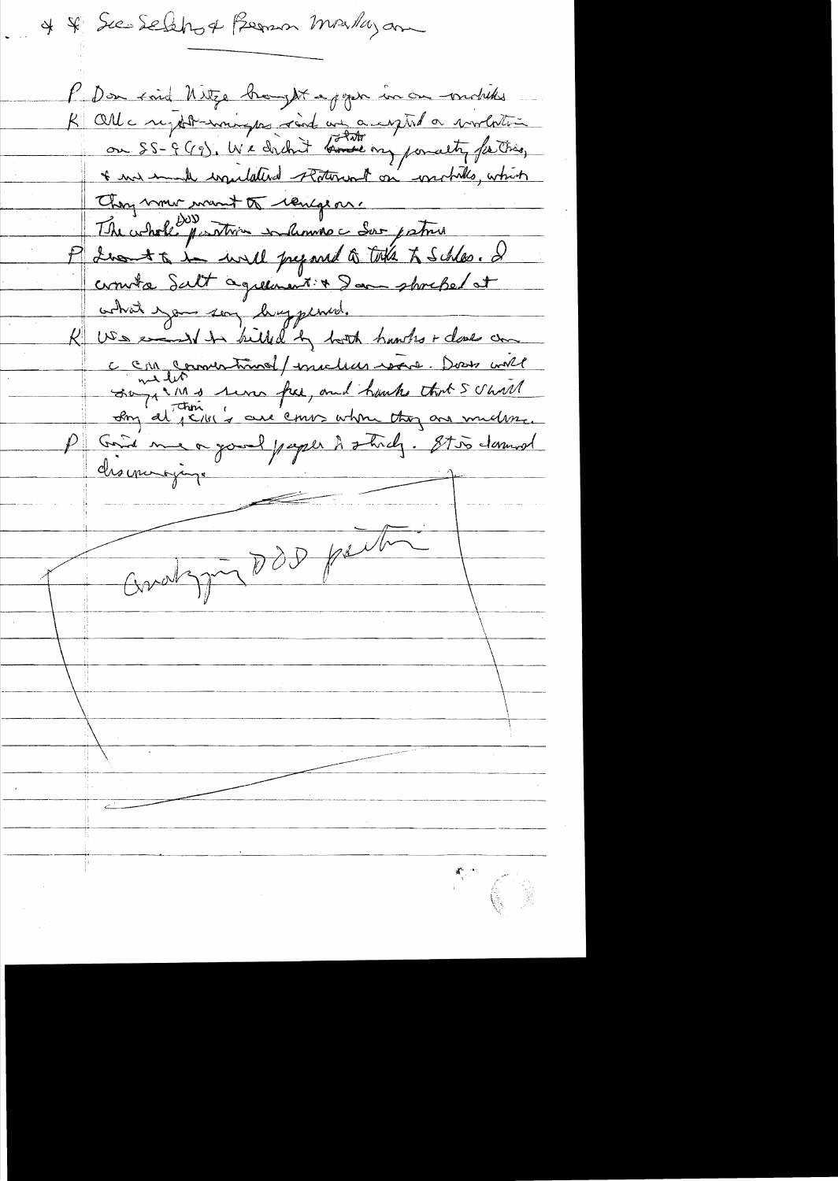* * See Schlesinger & Brown memcons

P Don said Nitze brought a paper in on mobiles
K All our negotiating record says we accepted a violation on SS-9(9). We didn't state any penalty for this, & we made unilateral statement on mobiles, which they never meant to recognize.
The whole DOD position undermines our position
P I want to be well prepared to talk to Schles. I wrote Salt agreement & I am shocked at what you say happened.
K We are about to be killed by both hawks & doves on CM comments / nuclear war. Doves will say, with MIRVs, never free, and hawks that SU will say all their ICBMs are ours when they are mobile.
P Give me a good paper to study. It is damned discouraging.

Analyzing DOD position